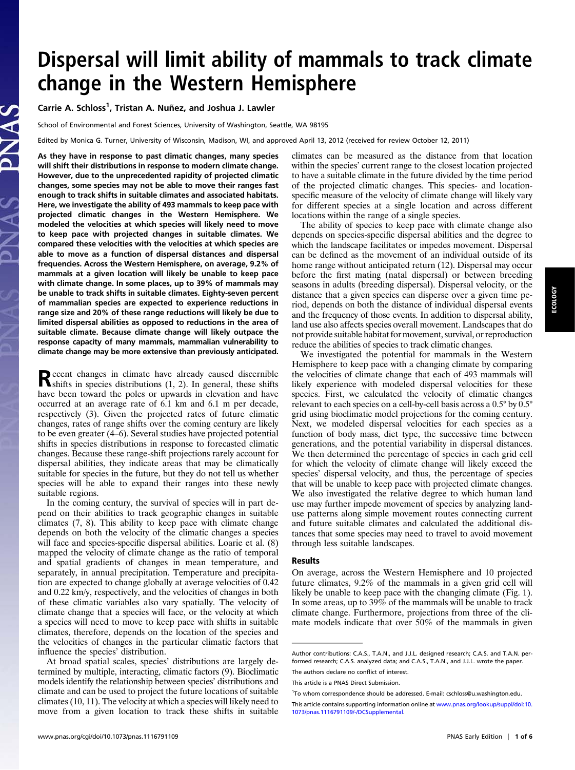# Dispersal will limit ability of mammals to track climate change in the Western Hemisphere

Carrie A. Schloss[1], Tristan A. Nuñez, and Joshua J. Lawler

School of Environmental and Forest Sciences, University of Washington, Seattle, WA 98195

Edited by Monica G. Turner, University of Wisconsin, Madison, WI, and approved April 13, 2012 (received for review October 12, 2011)

**As they have in response to past climatic changes, many species will shift their distributions in response to modern climate change. However, due to the unprecedented rapidity of projected climatic changes, some species may not be able to move their ranges fast enough to track shifts in suitable climates and associated habitats. Here, we investigate the ability of 493 mammals to keep pace with projected climatic changes in the Western Hemisphere. We modeled the velocities at which species will likely need to move to keep pace with projected changes in suitable climates. We compared these velocities with the velocities at which species are able to move as a function of dispersal distances and dispersal frequencies. Across the Western Hemisphere, on average, 9.2% of mammals at a given location will likely be unable to keep pace with climate change. In some places, up to 39% of mammals may be unable to track shifts in suitable climates. Eighty-seven percent of mammalian species are expected to experience reductions in range size and 20% of these range reductions will likely be due to limited dispersal abilities as opposed to reductions in the area of suitable climates. Because climate change will likely outpace the response capacity of many mammals, mammalian vulnerability to climate change may be more extensive than previously anticipated.**

Recent changes in climate have already caused discernible shifts in species distributions (1, 2). In general, these shifts have been toward the poles or upwards in elevation and have occurred at an average rate of 6.1 km and 6.1 m per decade, respectively (3). Given the projected rates of future climatic changes, rates of range shifts over the coming century are likely to be even greater (4–6). Several studies have projected potential shifts in species distributions in response to forecasted climatic changes. Because these range-shift projections rarely account for dispersal abilities, they indicate areas that may be climatically suitable for species in the future, but they do not tell us whether species will be able to expand their ranges into these newly suitable regions.

In the coming century, the survival of species will in part depend on their abilities to track geographic changes in suitable climates (7, 8). This ability to keep pace with climate change depends on both the velocity of the climatic changes a species will face and species-specific dispersal abilities. Loarie et al. (8) mapped the velocity of climate change as the ratio of temporal and spatial gradients of changes in mean temperature, and separately, in annual precipitation. Temperature and precipitation are expected to change globally at average velocities of 0.42 and 0.22 km/y, respectively, and the velocities of changes in both of these climatic variables also vary spatially. The velocity of climate change that a species will face, or the velocity at which a species will need to move to keep pace with shifts in suitable climates, therefore, depends on the location of the species and the velocities of changes in the particular climatic factors that influence the species' distribution.

At broad spatial scales, species' distributions are largely determined by multiple, interacting, climatic factors (9). Bioclimatic models identify the relationship between species' distributions and climate and can be used to project the future locations of suitable climates (10, 11). The velocity at which a species will likely need to move from a given location to track these shifts in suitable climates can be measured as the distance from that location within the species' current range to the closest location projected to have a suitable climate in the future divided by the time period of the projected climatic changes. This species- and location-specific measure of the velocity of climate change will likely vary for different species at a single location and across different locations within the range of a single species.

The ability of species to keep pace with climate change also depends on species-specific dispersal abilities and the degree to which the landscape facilitates or impedes movement. Dispersal can be defined as the movement of an individual outside of its home range without anticipated return (12). Dispersal may occur before the first mating (natal dispersal) or between breeding seasons in adults (breeding dispersal). Dispersal velocity, or the distance that a given species can disperse over a given time period, depends on both the distance of individual dispersal events and the frequency of those events. In addition to dispersal ability, land use also affects species overall movement. Landscapes that do not provide suitable habitat for movement, survival, or reproduction reduce the abilities of species to track climatic changes.

We investigated the potential for mammals in the Western Hemisphere to keep pace with a changing climate by comparing the velocities of climate change that each of 493 mammals will likely experience with modeled dispersal velocities for these species. First, we calculated the velocity of climatic changes relevant to each species on a cell-by-cell basis across a 0.5° by 0.5° grid using bioclimatic model projections for the coming century. Next, we modeled dispersal velocities for each species as a function of body mass, diet type, the successive time between generations, and the potential variability in dispersal distances. We then determined the percentage of species in each grid cell for which the velocity of climate change will likely exceed the species' dispersal velocity, and thus, the percentage of species that will be unable to keep pace with projected climate changes. We also investigated the relative degree to which human land use may further impede movement of species by analyzing land-use patterns along simple movement routes connecting current and future suitable climates and calculated the additional distances that some species may need to travel to avoid movement through less suitable landscapes.

## Results

On average, across the Western Hemisphere and 10 projected future climates, 9.2% of the mammals in a given grid cell will likely be unable to keep pace with the changing climate (Fig. 1). In some areas, up to 39% of the mammals will be unable to track climate change. Furthermore, projections from three of the climate models indicate that over 50% of the mammals in given

---

Author contributions: C.A.S., T.A.N., and J.J.L. designed research; C.A.S. and T.A.N. performed research; C.A.S. analyzed data; and C.A.S., T.A.N., and J.J.L. wrote the paper.

The authors declare no conflict of interest.

This article is a PNAS Direct Submission.

[1]To whom correspondence should be addressed. E-mail: cschloss@u.washington.edu.

This article contains supporting information online at www.pnas.org/lookup/suppl/doi:10.1073/pnas.1116791109/-/DCSupplemental.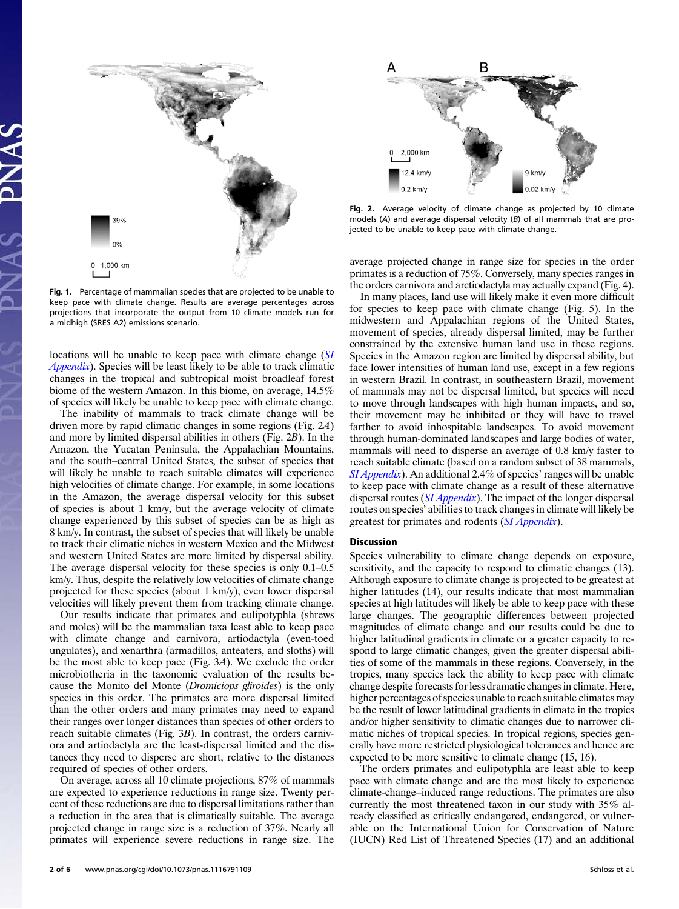Fig. 1. Percentage of mammalian species that are projected to be unable to keep pace with climate change. Results are average percentages across projections that incorporate the output from 10 climate models run for a midhigh (SRES A2) emissions scenario.

Fig. 2. Average velocity of climate change as projected by 10 climate models (*A*) and average dispersal velocity (*B*) of all mammals that are projected to be unable to keep pace with climate change.

locations will be unable to keep pace with climate change (*SI Appendix*). Species will be least likely to be able to track climatic changes in the tropical and subtropical moist broadleaf forest biome of the western Amazon. In this biome, on average, 14.5% of species will likely be unable to keep pace with climate change.

The inability of mammals to track climate change will be driven more by rapid climatic changes in some regions (Fig. 2*A*) and more by limited dispersal abilities in others (Fig. 2*B*). In the Amazon, the Yucatan Peninsula, the Appalachian Mountains, and the south–central United States, the subset of species that will likely be unable to reach suitable climates will experience high velocities of climate change. For example, in some locations in the Amazon, the average dispersal velocity for this subset of species is about 1 km/y, but the average velocity of climate change experienced by this subset of species can be as high as 8 km/y. In contrast, the subset of species that will likely be unable to track their climatic niches in western Mexico and the Midwest and western United States are more limited by dispersal ability. The average dispersal velocity for these species is only 0.1–0.5 km/y. Thus, despite the relatively low velocities of climate change projected for these species (about 1 km/y), even lower dispersal velocities will likely prevent them from tracking climate change.

Our results indicate that primates and eulipotyphla (shrews and moles) will be the mammalian taxa least able to keep pace with climate change and carnivora, artiodactyla (even-toed ungulates), and xenarthra (armadillos, anteaters, and sloths) will be the most able to keep pace (Fig. 3*A*). We exclude the order microbiotheria in the taxonomic evaluation of the results because the Monito del Monte (*Dromiciops gliroides*) is the only species in this order. The primates are more dispersal limited than the other orders and many primates may need to expand their ranges over longer distances than species of other orders to reach suitable climates (Fig. 3*B*). In contrast, the orders carnivora and artiodactyla are the least-dispersal limited and the distances they need to disperse are short, relative to the distances required of species of other orders.

On average, across all 10 climate projections, 87% of mammals are expected to experience reductions in range size. Twenty percent of these reductions are due to dispersal limitations rather than a reduction in the area that is climatically suitable. The average projected change in range size is a reduction of 37%. Nearly all primates will experience severe reductions in range size. The average projected change in range size for species in the order primates is a reduction of 75%. Conversely, many species ranges in the orders carnivora and artiodactyla may actually expand (Fig. 4).

In many places, land use will likely make it even more difficult for species to keep pace with climate change (Fig. 5). In the midwestern and Appalachian regions of the United States, movement of species, already dispersal limited, may be further constrained by the extensive human land use in these regions. Species in the Amazon region are limited by dispersal ability, but face lower intensities of human land use, except in a few regions in western Brazil. In contrast, in southeastern Brazil, movement of mammals may not be dispersal limited, but species will need to move through landscapes with high human impacts, and so, their movement may be inhibited or they will have to travel farther to avoid inhospitable landscapes. To avoid movement through human-dominated landscapes and large bodies of water, mammals will need to disperse an average of 0.8 km/y faster to reach suitable climate (based on a random subset of 38 mammals, *SI Appendix*). An additional 2.4% of species' ranges will be unable to keep pace with climate change as a result of these alternative dispersal routes (*SI Appendix*). The impact of the longer dispersal routes on species' abilities to track changes in climate will likely be greatest for primates and rodents (*SI Appendix*).

## Discussion

Species vulnerability to climate change depends on exposure, sensitivity, and the capacity to respond to climatic changes (13). Although exposure to climate change is projected to be greatest at higher latitudes (14), our results indicate that most mammalian species at high latitudes will likely be able to keep pace with these large changes. The geographic differences between projected magnitudes of climate change and our results could be due to higher latitudinal gradients in climate or a greater capacity to respond to large climatic changes, given the greater dispersal abilities of some of the mammals in these regions. Conversely, in the tropics, many species lack the ability to keep pace with climate change despite forecasts for less dramatic changes in climate. Here, higher percentages of species unable to reach suitable climates may be the result of lower latitudinal gradients in climate in the tropics and/or higher sensitivity to climatic changes due to narrower climatic niches of tropical species. In tropical regions, species generally have more restricted physiological tolerances and hence are expected to be more sensitive to climate change (15, 16).

The orders primates and eulipotyphla are least able to keep pace with climate change and are the most likely to experience climate-change–induced range reductions. The primates are also currently the most threatened taxon in our study with 35% already classified as critically endangered, endangered, or vulnerable on the International Union for Conservation of Nature (IUCN) Red List of Threatened Species (17) and an additional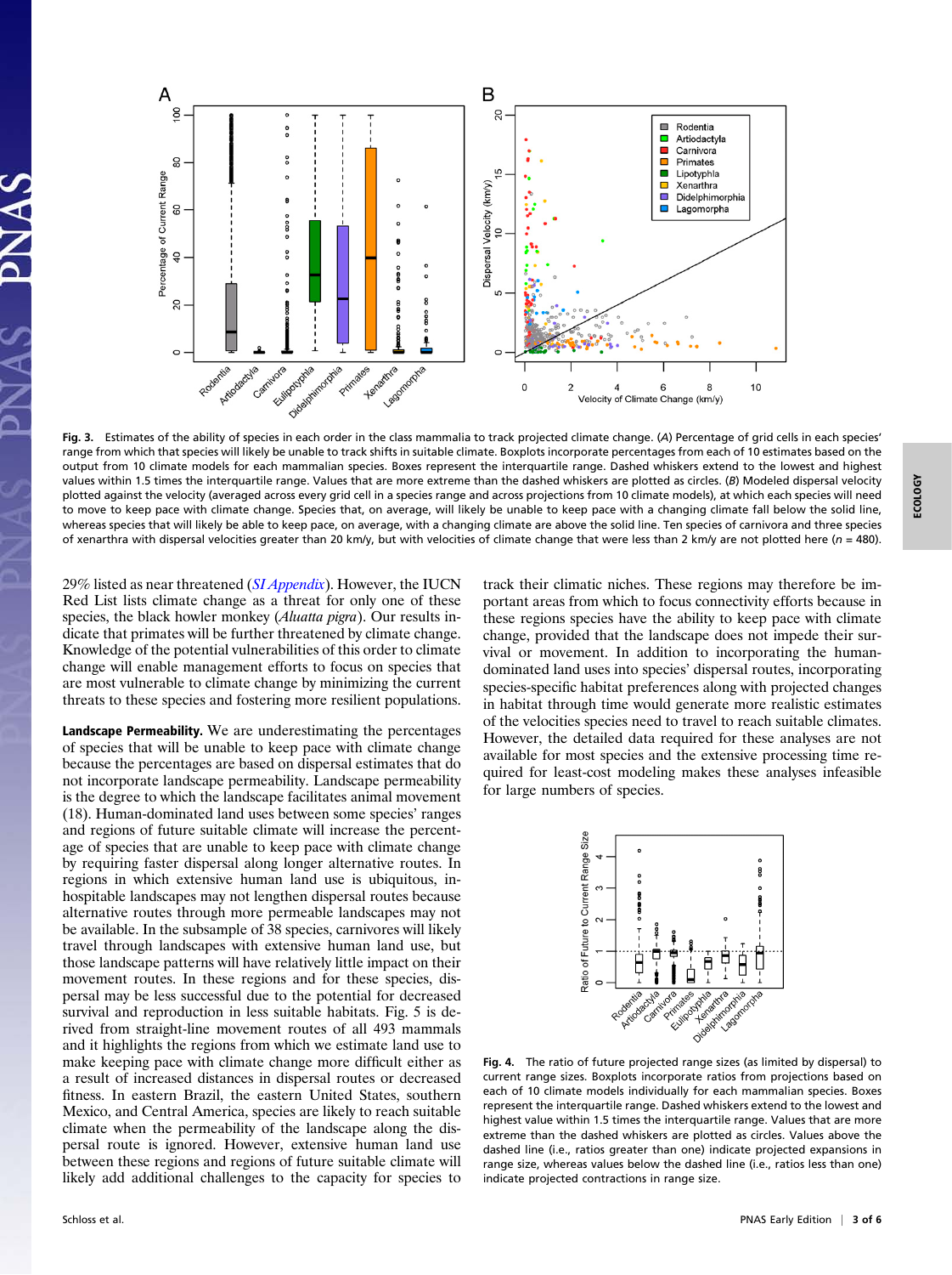Fig. 3. Estimates of the ability of species in each order in the class mammalia to track projected climate change. (A) Percentage of grid cells in each species' range from which that species will likely be unable to track shifts in suitable climate. Boxplots incorporate percentages from each of 10 estimates based on the output from 10 climate models for each mammalian species. Boxes represent the interquartile range. Dashed whiskers extend to the lowest and highest values within 1.5 times the interquartile range. Values that are more extreme than the dashed whiskers are plotted as circles. (B) Modeled dispersal velocity plotted against the velocity (averaged across every grid cell in a species range and across projections from 10 climate models), at which each species will need to move to keep pace with climate change. Species that, on average, will likely be unable to keep pace with climate change fall below the solid line, whereas species that will likely be able to keep pace, on average, with a changing climate are above the solid line. Ten species of carnivora and three species of xenarthra with dispersal velocities greater than 20 km/y, but with velocities of climate change that were less than 2 km/y are not plotted here ($n$ = 480).

29% listed as near threatened (*SI Appendix*). However, the IUCN Red List lists climate change as a threat for only one of these species, the black howler monkey (*Aluatta pigra*). Our results indicate that primates will be further threatened by climate change. Knowledge of the potential vulnerabilities of this order to climate change will enable management efforts to focus on species that are most vulnerable to climate change by minimizing the current threats to these species and fostering more resilient populations.

**Landscape Permeability.** We are underestimating the percentages of species that will be unable to keep pace with climate change because the percentages are based on dispersal estimates that do not incorporate landscape permeability. Landscape permeability is the degree to which the landscape facilitates animal movement (18). Human-dominated land uses between some species' ranges and regions of future suitable climate will increase the percentage of species that are unable to keep pace with climate change by requiring faster dispersal along longer alternative routes. In regions in which extensive human land use is ubiquitous, inhospitable landscapes may not lengthen dispersal routes because alternative routes through more permeable landscapes may not be available. In the subsample of 38 species, carnivores will likely travel through landscapes with extensive human land use, but those landscape patterns will have relatively little impact on their movement routes. In these regions and for these species, dispersal may be less successful due to the potential for decreased survival and reproduction in less suitable habitats. Fig. 5 is derived from straight-line movement routes of all 493 mammals and it highlights the regions from which we estimate land use to make keeping pace with climate change more difficult either as a result of increased distances in dispersal routes or decreased fitness. In eastern Brazil, the eastern United States, southern Mexico, and Central America, species are likely to reach suitable climate when the permeability of the landscape along the dispersal route is ignored. However, extensive human land use between these regions and regions of future suitable climate will likely add additional challenges to the capacity for species to track their climatic niches. These regions may therefore be important areas from which to focus connectivity efforts because in these regions species have the ability to keep pace with climate change, provided that the landscape does not impede their survival or movement. In addition to incorporating the human-dominated land uses into species' dispersal routes, incorporating species-specific habitat preferences along with projected changes in habitat through time would generate more realistic estimates of the velocities species need to travel to reach suitable climates. However, the detailed data required for these analyses are not available for most species and the extensive processing time required for least-cost modeling makes these analyses infeasible for large numbers of species.

Fig. 4. The ratio of future projected range sizes (as limited by dispersal) to current range sizes. Boxplots incorporate ratios from projections based on each of 10 climate models individually for each mammalian species. Boxes represent the interquartile range. Dashed whiskers extend to the lowest and highest value within 1.5 times the interquartile range. Values that are more extreme than the dashed whiskers are plotted as circles. Values above the dashed line (i.e., ratios greater than one) indicate projected expansions in range size, whereas values below the dashed line (i.e., ratios less than one) indicate projected contractions in range size.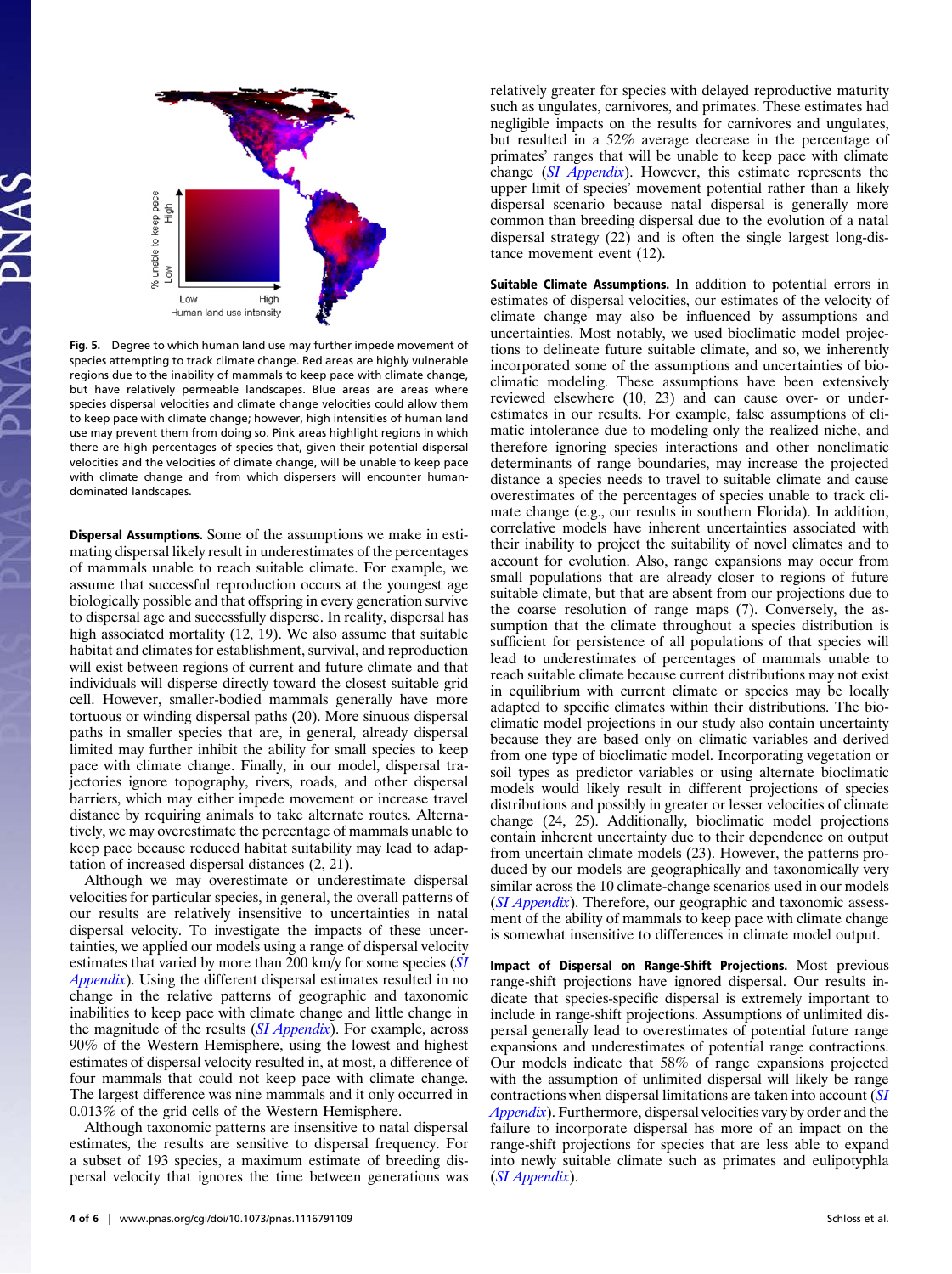Fig. 5. Degree to which human land use may further impede movement of species attempting to track climate change. Red areas are highly vulnerable regions due to the inability of mammals to keep pace with climate change, but have relatively permeable landscapes. Blue areas are areas where species dispersal velocities and climate change velocities could allow them to keep pace with climate change; however, high intensities of human land use may prevent them from doing so. Pink areas highlight regions in which there are high percentages of species that, given their potential dispersal velocities and the velocities of climate change, will be unable to keep pace with climate change and from which dispersers will encounter human-dominated landscapes.

**Dispersal Assumptions.** Some of the assumptions we make in estimating dispersal likely result in underestimates of the percentages of mammals unable to reach suitable climate. For example, we assume that successful reproduction occurs at the youngest age biologically possible and that offspring in every generation survive to dispersal age and successfully disperse. In reality, dispersal has high associated mortality (12, 19). We also assume that suitable habitat and climates for establishment, survival, and reproduction will exist between regions of current and future climate and that individuals will disperse directly toward the closest suitable grid cell. However, smaller-bodied mammals generally have more tortuous or winding dispersal paths (20). More sinuous dispersal paths in smaller species that are, in general, already dispersal limited may further inhibit the ability for small species to keep pace with climate change. Finally, in our model, dispersal trajectories ignore topography, rivers, roads, and other dispersal barriers, which may either impede movement or increase travel distance by requiring animals to take alternate routes. Alternatively, we may overestimate the percentage of mammals unable to keep pace because reduced habitat suitability may lead to adaptation of increased dispersal distances (2, 21).

Although we may overestimate or underestimate dispersal velocities for particular species, in general, the overall patterns of our results are relatively insensitive to uncertainties in natal dispersal velocity. To investigate the impacts of these uncertainties, we applied our models using a range of dispersal velocity estimates that varied by more than 200 km/y for some species (*SI Appendix*). Using the different dispersal estimates resulted in no change in the relative patterns of geographic and taxonomic inabilities to keep pace with climate change and little change in the magnitude of the results (*SI Appendix*). For example, across 90% of the Western Hemisphere, using the lowest and highest estimates of dispersal velocity resulted in, at most, a difference of four mammals that could not keep pace with climate change. The largest difference was nine mammals and it only occurred in 0.013% of the grid cells of the Western Hemisphere.

Although taxonomic patterns are insensitive to natal dispersal estimates, the results are sensitive to dispersal frequency. For a subset of 193 species, a maximum estimate of breeding dispersal velocity that ignores the time between generations was relatively greater for species with delayed reproductive maturity such as ungulates, carnivores, and primates. These estimates had negligible impacts on the results for carnivores and ungulates, but resulted in a 52% average decrease in the percentage of primates' ranges that will be unable to keep pace with climate change (*SI Appendix*). However, this estimate represents the upper limit of species' movement potential rather than a likely dispersal scenario because natal dispersal is generally more common than breeding dispersal due to the evolution of a natal dispersal strategy (22) and is often the single largest long-distance movement event (12).

**Suitable Climate Assumptions.** In addition to potential errors in estimates of dispersal velocities, our estimates of the velocity of climate change may also be influenced by assumptions and uncertainties. Most notably, we used bioclimatic model projections to delineate future suitable climate, and so, we inherently incorporated some of the assumptions and uncertainties of bioclimatic modeling. These assumptions have been extensively reviewed elsewhere (10, 23) and can cause over- or underestimates in our results. For example, false assumptions of climatic intolerance due to modeling only the realized niche, and therefore ignoring species interactions and other nonclimatic determinants of range boundaries, may increase the projected distance a species needs to travel to suitable climate and cause overestimates of the percentages of species unable to track climate change (e.g., our results in southern Florida). In addition, correlative models have inherent uncertainties associated with their inability to project the suitability of novel climates and to account for evolution. Also, range expansions may occur from small populations that are already closer to regions of future suitable climate, but that are absent from our projections due to the coarse resolution of range maps (7). Conversely, the assumption that the climate throughout a species distribution is sufficient for persistence of all populations of that species will lead to underestimates of percentages of mammals unable to reach suitable climate because current distributions may not exist in equilibrium with current climate or species may be locally adapted to specific climates within their distributions. The bioclimatic model projections in our study also contain uncertainty because they are based only on climatic variables and derived from one type of bioclimatic model. Incorporating vegetation or soil types as predictor variables or using alternate bioclimatic models would likely result in different projections of species distributions and possibly in greater or lesser velocities of climate change (24, 25). Additionally, bioclimatic model projections contain inherent uncertainty due to their dependence on output from uncertain climate models (23). However, the patterns produced by our models are geographically and taxonomically very similar across the 10 climate-change scenarios used in our models (*SI Appendix*). Therefore, our geographic and taxonomic assessment of the ability of mammals to keep pace with climate change is somewhat insensitive to differences in climate model output.

**Impact of Dispersal on Range-Shift Projections.** Most previous range-shift projections have ignored dispersal. Our results indicate that species-specific dispersal is extremely important to include in range-shift projections. Assumptions of unlimited dispersal generally lead to overestimates of potential future range expansions and underestimates of potential range contractions. Our models indicate that 58% of range expansions projected with the assumption of unlimited dispersal will likely be range contractions when dispersal limitations are taken into account (*SI Appendix*). Furthermore, dispersal velocities vary by order and the failure to incorporate dispersal has more of an impact on the range-shift projections for species that are less able to expand into newly suitable climate such as primates and eulipotyphla (*SI Appendix*).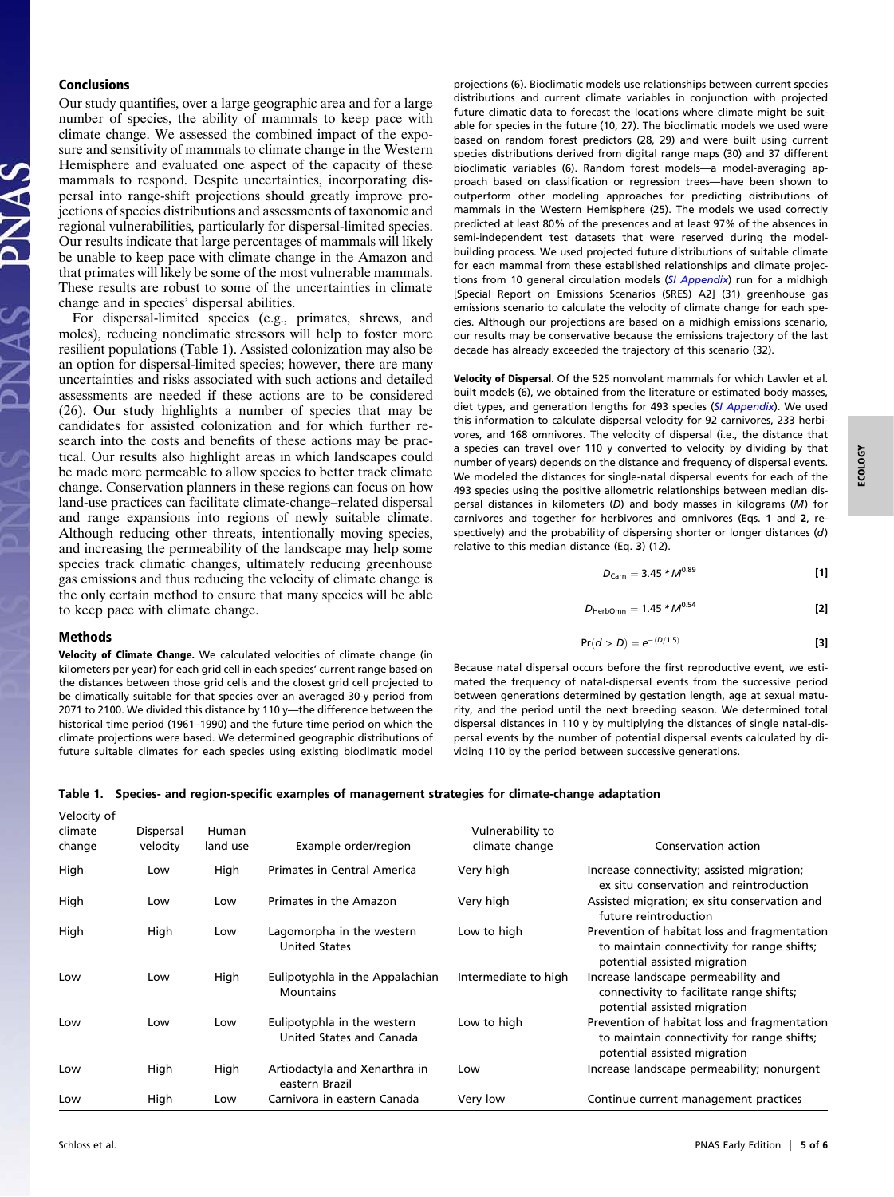## Conclusions

Our study quantifies, over a large geographic area and for a large number of species, the ability of mammals to keep pace with climate change. We assessed the combined impact of the exposure and sensitivity of mammals to climate change in the Western Hemisphere and evaluated one aspect of the capacity of these mammals to respond. Despite uncertainties, incorporating dispersal into range-shift projections should greatly improve projections of species distributions and assessments of taxonomic and regional vulnerabilities, particularly for dispersal-limited species. Our results indicate that large percentages of mammals will likely be unable to keep pace with climate change in the Amazon and that primates will likely be some of the most vulnerable mammals. These results are robust to some of the uncertainties in climate change and in species' dispersal abilities.

For dispersal-limited species (e.g., primates, shrews, and moles), reducing nonclimatic stressors will help to foster more resilient populations (Table 1). Assisted colonization may also be an option for dispersal-limited species; however, there are many uncertainties and risks associated with such actions and detailed assessments are needed if these actions are to be considered (26). Our study highlights a number of species that may be candidates for assisted colonization and for which further research into the costs and benefits of these actions may be practical. Our results also highlight areas in which landscapes could be made more permeable to allow species to better track climate change. Conservation planners in these regions can focus on how land-use practices can facilitate climate-change–related dispersal and range expansions into regions of newly suitable climate. Although reducing other threats, intentionally moving species, and increasing the permeability of the landscape may help some species track climatic changes, ultimately reducing greenhouse gas emissions and thus reducing the velocity of climate change is the only certain method to ensure that many species will be able to keep pace with climate change.

## Methods

**Velocity of Climate Change.** We calculated velocities of climate change (in kilometers per year) for each grid cell in each species' current range based on the distances between those grid cells and the closest grid cell projected to be climatically suitable for that species over an averaged 30-y period from 2071 to 2100. We divided this distance by 110 y—the difference between the historical time period (1961–1990) and the future time period on which the climate projections were based. We determined geographic distributions of future suitable climates for each species using existing bioclimatic model projections (6). Bioclimatic models use relationships between current species distributions and current climate variables in conjunction with projected future climatic data to forecast the locations where climate might be suitable for species in the future (10, 27). The bioclimatic models we used were based on random forest predictors (28, 29) and were built using current species distributions derived from digital range maps (30) and 37 different bioclimatic variables (6). Random forest models—a model-averaging approach based on classification or regression trees—have been shown to outperform other modeling approaches for predicting distributions of mammals in the Western Hemisphere (25). The models we used correctly predicted at least 80% of the presences and at least 97% of the absences in semi-independent test datasets that were reserved during the model-building process. We used projected future distributions of suitable climate for each mammal from these established relationships and climate projections from 10 general circulation models (*SI Appendix*) run for a midhigh [Special Report on Emissions Scenarios (SRES) A2] (31) greenhouse gas emissions scenario to calculate the velocity of climate change for each species. Although our projections are based on a midhigh emissions scenario, our results may be conservative because the emissions trajectory of the last decade has already exceeded the trajectory of this scenario (32).

**Velocity of Dispersal.** Of the 525 nonvolant mammals for which Lawler et al. built models (6), we obtained from the literature or estimated body masses, diet types, and generation lengths for 493 species (*SI Appendix*). We used this information to calculate dispersal velocity for 92 carnivores, 233 herbivores, and 168 omnivores. The velocity of dispersal (i.e., the distance that a species can travel over 110 y converted to velocity by dividing by that number of years) depends on the distance and frequency of dispersal events. We modeled the distances for single-natal dispersal events for each of the 493 species using the positive allometric relationships between median dispersal distances in kilometers ($D$) and body masses in kilograms ($M$) for carnivores and together for herbivores and omnivores (Eqs. **1** and **2**, respectively) and the probability of dispersing shorter or longer distances ($d$) relative to this median distance (Eq. **3**) (12).

$$D_{Carn} = 3.45 * M^{0.89} \quad [1]$$

$$D_{HerbOmn} = 1.45 * M^{0.54} \quad [2]$$

$$\Pr(d > D) = e^{-(D/1.5)} \quad [3]$$

Because natal dispersal occurs before the first reproductive event, we estimated the frequency of natal-dispersal events from the successive period between generations determined by gestation length, age at sexual maturity, and the period until the next breeding season. We determined total dispersal distances in 110 y by multiplying the distances of single natal-dispersal events by the number of potential dispersal events calculated by dividing 110 by the period between successive generations.

**Table 1. Species- and region-specific examples of management strategies for climate-change adaptation**

| Velocity of climate change | Dispersal velocity | Human land use | Example order/region | Vulnerability to climate change | Conservation action |
|---|---|---|---|---|---|
| High | Low | High | Primates in Central America | Very high | Increase connectivity; assisted migration; ex situ conservation and reintroduction |
| High | Low | Low | Primates in the Amazon | Very high | Assisted migration; ex situ conservation and future reintroduction |
| High | High | Low | Lagomorpha in the western United States | Low to high | Prevention of habitat loss and fragmentation to maintain connectivity for range shifts; potential assisted migration |
| Low | Low | High | Eulipotyphla in the Appalachian Mountains | Intermediate to high | Increase landscape permeability and connectivity to facilitate range shifts; potential assisted migration |
| Low | Low | Low | Eulipotyphla in the western United States and Canada | Low to high | Prevention of habitat loss and fragmentation to maintain connectivity for range shifts; potential assisted migration |
| Low | High | High | Artiodactyla and Xenarthra in eastern Brazil | Low | Increase landscape permeability; nonurgent |
| Low | High | Low | Carnivora in eastern Canada | Very low | Continue current management practices |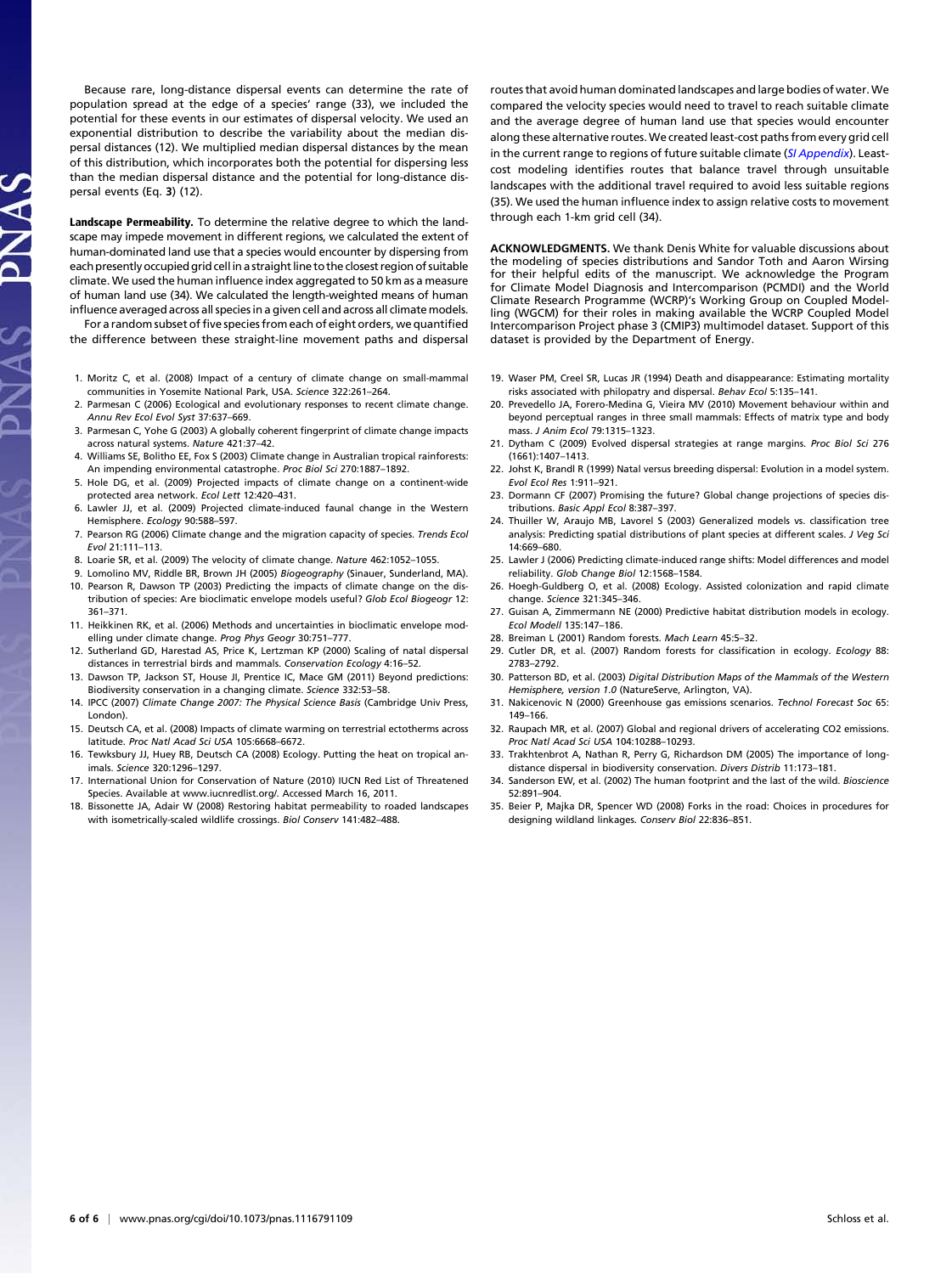Because rare, long-distance dispersal events can determine the rate of population spread at the edge of a species' range (33), we included the potential for these events in our estimates of dispersal velocity. We used an exponential distribution to describe the variability about the median dispersal distances (12). We multiplied median dispersal distances by the mean of this distribution, which incorporates both the potential for dispersing less than the median dispersal distance and the potential for long-distance dispersal events (Eq. **3**) (12).

**Landscape Permeability.** To determine the relative degree to which the landscape may impede movement in different regions, we calculated the extent of human-dominated land use that a species would encounter by dispersing from each presently occupied grid cell in a straight line to the closest region of suitable climate. We used the human influence index aggregated to 50 km as a measure of human land use (34). We calculated the length-weighted means of human influence averaged across all species in a given cell and across all climate models.

For a random subset of five species from each of eight orders, we quantified the difference between these straight-line movement paths and dispersal routes that avoid human dominated landscapes and large bodies of water. We compared the velocity species would need to travel to reach suitable climate and the average degree of human land use that species would encounter along these alternative routes. We created least-cost paths from every grid cell in the current range to regions of future suitable climate (*SI Appendix*). Least-cost modeling identifies routes that balance travel through unsuitable landscapes with the additional travel required to avoid less suitable regions (35). We used the human influence index to assign relative costs to movement through each 1-km grid cell (34).

**ACKNOWLEDGMENTS.** We thank Denis White for valuable discussions about the modeling of species distributions and Sandor Toth and Aaron Wirsing for their helpful edits of the manuscript. We acknowledge the Program for Climate Model Diagnosis and Intercomparison (PCMDI) and the World Climate Research Programme (WCRP)'s Working Group on Coupled Modelling (WGCM) for their roles in making available the WCRP Coupled Model Intercomparison Project phase 3 (CMIP3) multimodel dataset. Support of this dataset is provided by the Department of Energy.

1. Moritz C, et al. (2008) Impact of a century of climate change on small-mammal communities in Yosemite National Park, USA. *Science* 322:261–264.
2. Parmesan C (2006) Ecological and evolutionary responses to recent climate change. *Annu Rev Ecol Evol Syst* 37:637–669.
3. Parmesan C, Yohe G (2003) A globally coherent fingerprint of climate change impacts across natural systems. *Nature* 421:37–42.
4. Williams SE, Bolitho EE, Fox S (2003) Climate change in Australian tropical rainforests: An impending environmental catastrophe. *Proc Biol Sci* 270:1887–1892.
5. Hole DG, et al. (2009) Projected impacts of climate change on a continent-wide protected area network. *Ecol Lett* 12:420–431.
6. Lawler JJ, et al. (2009) Projected climate-induced faunal change in the Western Hemisphere. *Ecology* 90:588–597.
7. Pearson RG (2006) Climate change and the migration capacity of species. *Trends Ecol Evol* 21:111–113.
8. Loarie SR, et al. (2009) The velocity of climate change. *Nature* 462:1052–1055.
9. Lomolino MV, Riddle BR, Brown JH (2005) *Biogeography* (Sinauer, Sunderland, MA).
10. Pearson R, Dawson TP (2003) Predicting the impacts of climate change on the distribution of species: Are bioclimatic envelope models useful? *Glob Ecol Biogeogr* 12: 361–371.
11. Heikkinen RK, et al. (2006) Methods and uncertainties in bioclimatic envelope modelling under climate change. *Prog Phys Geogr* 30:751–777.
12. Sutherland GD, Harestad AS, Price K, Lertzman KP (2000) Scaling of natal dispersal distances in terrestrial birds and mammals. *Conservation Ecology* 4:16–52.
13. Dawson TP, Jackson ST, House JI, Prentice IC, Mace GM (2011) Beyond predictions: Biodiversity conservation in a changing climate. *Science* 332:53–58.
14. IPCC (2007) *Climate Change 2007: The Physical Science Basis* (Cambridge Univ Press, London).
15. Deutsch CA, et al. (2008) Impacts of climate warming on terrestrial ectotherms across latitude. *Proc Natl Acad Sci USA* 105:6668–6672.
16. Tewksbury JJ, Huey RB, Deutsch CA (2008) Ecology. Putting the heat on tropical animals. *Science* 320:1296–1297.
17. International Union for Conservation of Nature (2010) IUCN Red List of Threatened Species. Available at www.iucnredlist.org/. Accessed March 16, 2011.
18. Bissonette JA, Adair W (2008) Restoring habitat permeability to roaded landscapes with isometrically-scaled wildlife crossings. *Biol Conserv* 141:482–488.
19. Waser PM, Creel SR, Lucas JR (1994) Death and disappearance: Estimating mortality risks associated with philopatry and dispersal. *Behav Ecol* 5:135–141.
20. Prevedello JA, Forero-Medina G, Vieira MV (2010) Movement behaviour within and beyond perceptual ranges in three small mammals: Effects of matrix type and body mass. *J Anim Ecol* 79:1315–1323.
21. Dytham C (2009) Evolved dispersal strategies at range margins. *Proc Biol Sci* 276 (1661):1407–1413.
22. Johst K, Brandl R (1999) Natal versus breeding dispersal: Evolution in a model system. *Evol Ecol Res* 1:911–921.
23. Dormann CF (2007) Promising the future? Global change projections of species distributions. *Basic Appl Ecol* 8:387–397.
24. Thuiller W, Araujo MB, Lavorel S (2003) Generalized models vs. classification tree analysis: Predicting spatial distributions of plant species at different scales. *J Veg Sci* 14:669–680.
25. Lawler J (2006) Predicting climate-induced range shifts: Model differences and model reliability. *Glob Change Biol* 12:1568–1584.
26. Hoegh-Guldberg O, et al. (2008) Ecology. Assisted colonization and rapid climate change. *Science* 321:345–346.
27. Guisan A, Zimmermann NE (2000) Predictive habitat distribution models in ecology. *Ecol Modell* 135:147–186.
28. Breiman L (2001) Random forests. *Mach Learn* 45:5–32.
29. Cutler DR, et al. (2007) Random forests for classification in ecology. *Ecology* 88: 2783–2792.
30. Patterson BD, et al. (2003) *Digital Distribution Maps of the Mammals of the Western Hemisphere, version 1.0* (NatureServe, Arlington, VA).
31. Nakicenovic N (2000) Greenhouse gas emissions scenarios. *Technol Forecast Soc* 65: 149–166.
32. Raupach MR, et al. (2007) Global and regional drivers of accelerating CO2 emissions. *Proc Natl Acad Sci USA* 104:10288–10293.
33. Trakhtenbrot A, Nathan R, Perry G, Richardson DM (2005) The importance of long-distance dispersal in biodiversity conservation. *Divers Distrib* 11:173–181.
34. Sanderson EW, et al. (2002) The human footprint and the last of the wild. *Bioscience* 52:891–904.
35. Beier P, Majka DR, Spencer WD (2008) Forks in the road: Choices in procedures for designing wildland linkages. *Conserv Biol* 22:836–851.